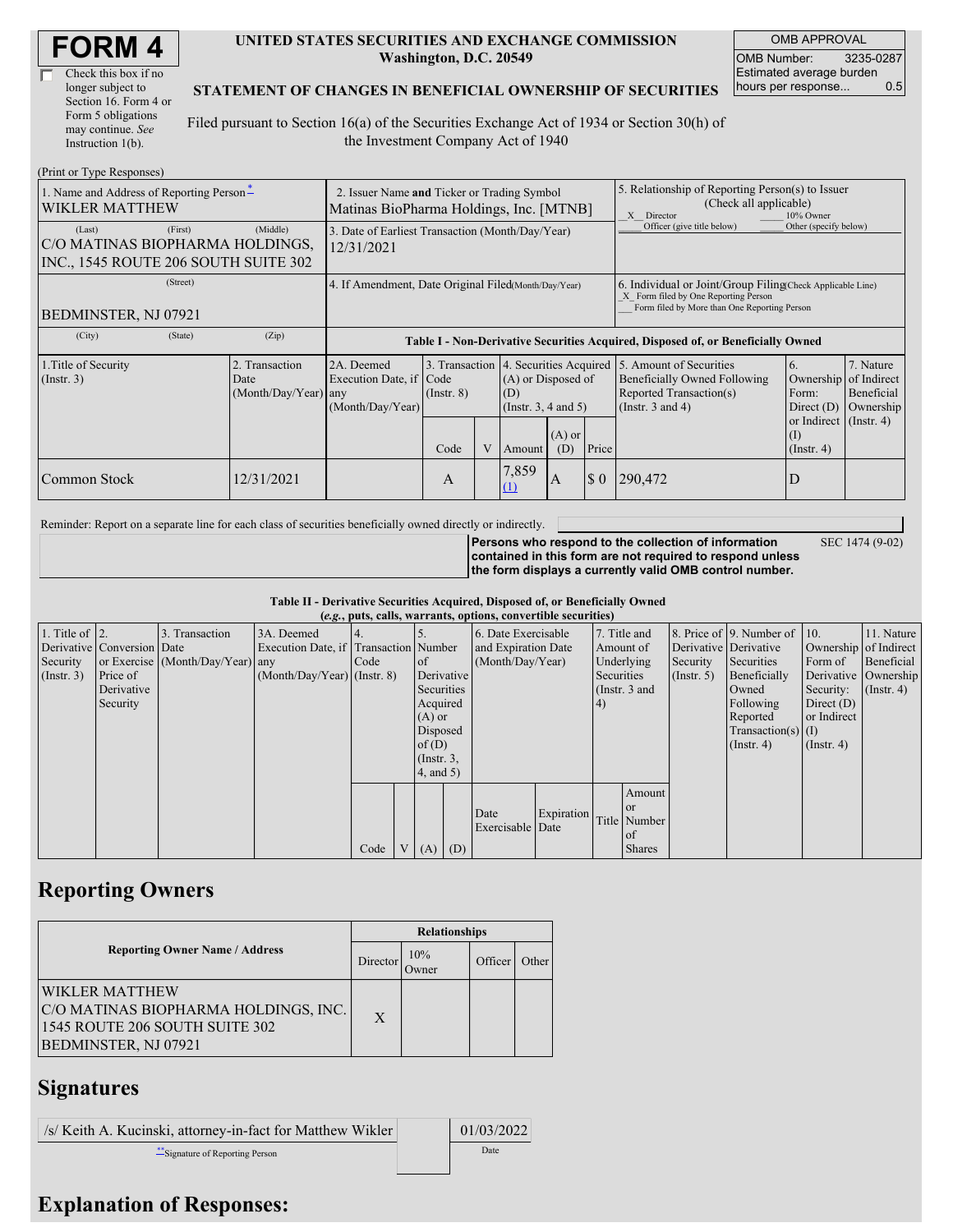# FORM 4

☐ Check this box if no longer subject to Section 16. Form 4 or Form 5 obligations may continue. *See* Instruction 1(b).

**UNITED STATES SECURITIES AND EXCHANGE COMMISSION**
**Washington, D.C. 20549**

**STATEMENT OF CHANGES IN BENEFICIAL OWNERSHIP OF SECURITIES**

Filed pursuant to Section 16(a) of the Securities Exchange Act of 1934 or Section 30(h) of the Investment Company Act of 1940

| OMB APPROVAL | |
|---|---|
| OMB Number: | 3235-0287 |
| Estimated average burden hours per response... | 0.5 |

(Print or Type Responses)

| 1. Name and Address of Reporting Person* | 2. Issuer Name and Ticker or Trading Symbol | 5. Relationship of Reporting Person(s) to Issuer (Check all applicable) |
|---|---|---|
| WIKLER MATTHEW | Matinas BioPharma Holdings, Inc. [MTNB] | _X_ Director ___ 10% Owner ___ Officer (give title below) ___ Other (specify below) |
| (Last) (First) (Middle) C/O MATINAS BIOPHARMA HOLDINGS, INC., 1545 ROUTE 206 SOUTH SUITE 302 | 3. Date of Earliest Transaction (Month/Day/Year) 12/31/2021 | |
| (Street) BEDMINSTER, NJ 07921 | 4. If Amendment, Date Original Filed(Month/Day/Year) | 6. Individual or Joint/Group Filing(Check Applicable Line) _X_ Form filed by One Reporting Person ___ Form filed by More than One Reporting Person |
| (City) (State) (Zip) | | |

**Table I - Non-Derivative Securities Acquired, Disposed of, or Beneficially Owned**

| 1.Title of Security (Instr. 3) | 2. Transaction Date (Month/Day/Year) | 2A. Deemed Execution Date, if any (Month/Day/Year) | 3. Transaction Code (Instr. 8) | | 4. Securities Acquired (A) or Disposed of (D) (Instr. 3, 4 and 5) | | | 5. Amount of Securities Beneficially Owned Following Reported Transaction(s) (Instr. 3 and 4) | 6. Ownership Form: Direct (D) or Indirect (I) (Instr. 4) | 7. Nature of Indirect Beneficial Ownership (Instr. 4) |
|---|---|---|---|---|---|---|---|---|---|---|
| | | | Code | V | Amount | (A) or (D) | Price | | | |
| Common Stock | 12/31/2021 | | A | | 7,859 (1) | A | $ 0 | 290,472 | D | |

Reminder: Report on a separate line for each class of securities beneficially owned directly or indirectly.

**Persons who respond to the collection of information contained in this form are not required to respond unless the form displays a currently valid OMB control number.** SEC 1474 (9-02)

**Table II - Derivative Securities Acquired, Disposed of, or Beneficially Owned**
**(*e.g.*, puts, calls, warrants, options, convertible securities)**

| 1. Title of Derivative Security (Instr. 3) | 2. Conversion or Exercise Price of Derivative Security | 3. Transaction Date (Month/Day/Year) | 3A. Deemed Execution Date, if any (Month/Day/Year) | 4. Transaction Code (Instr. 8) | | 5. Number of Derivative Securities Acquired (A) or Disposed of (D) (Instr. 3, 4, and 5) | | 6. Date Exercisable and Expiration Date (Month/Day/Year) | | 7. Title and Amount of Underlying Securities (Instr. 3 and 4) | | 8. Price of Derivative Security (Instr. 5) | 9. Number of Derivative Securities Beneficially Owned Following Reported Transaction(s) (Instr. 4) | 10. Ownership Form of Derivative Security: Direct (D) or Indirect (I) (Instr. 4) | 11. Nature of Indirect Beneficial Ownership (Instr. 4) |
|---|---|---|---|---|---|---|---|---|---|---|---|---|---|---|---|
| | | | | Code | V | (A) | (D) | Date Exercisable | Expiration Date | Title | Amount or Number of Shares | | | | |

## Reporting Owners

| Reporting Owner Name / Address | Relationships | | | |
|---|---|---|---|---|
| | Director | 10% Owner | Officer | Other |
| WIKLER MATTHEW C/O MATINAS BIOPHARMA HOLDINGS, INC. 1545 ROUTE 206 SOUTH SUITE 302 BEDMINSTER, NJ 07921 | X | | | |

## Signatures

| /s/ Keith A. Kucinski, attorney-in-fact for Matthew Wikler | | 01/03/2022 |
|---|---|---|
| **Signature of Reporting Person | | Date |

## Explanation of Responses: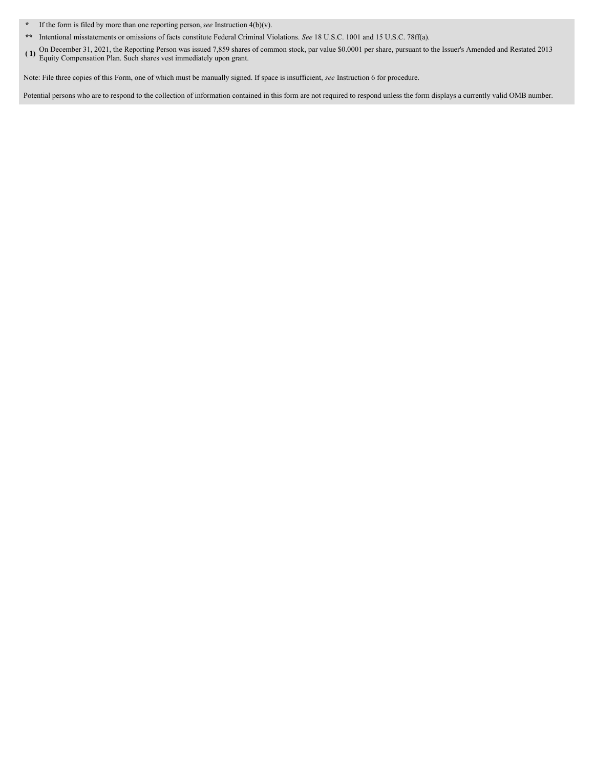\* If the form is filed by more than one reporting person, *see* Instruction 4(b)(v).

\*\* Intentional misstatements or omissions of facts constitute Federal Criminal Violations. *See* 18 U.S.C. 1001 and 15 U.S.C. 78ff(a).

**( 1)** On December 31, 2021, the Reporting Person was issued 7,859 shares of common stock, par value $0.0001 per share, pursuant to the Issuer's Amended and Restated 2013 Equity Compensation Plan. Such shares vest immediately upon grant.

Note: File three copies of this Form, one of which must be manually signed. If space is insufficient, *see* Instruction 6 for procedure.

Potential persons who are to respond to the collection of information contained in this form are not required to respond unless the form displays a currently valid OMB number.